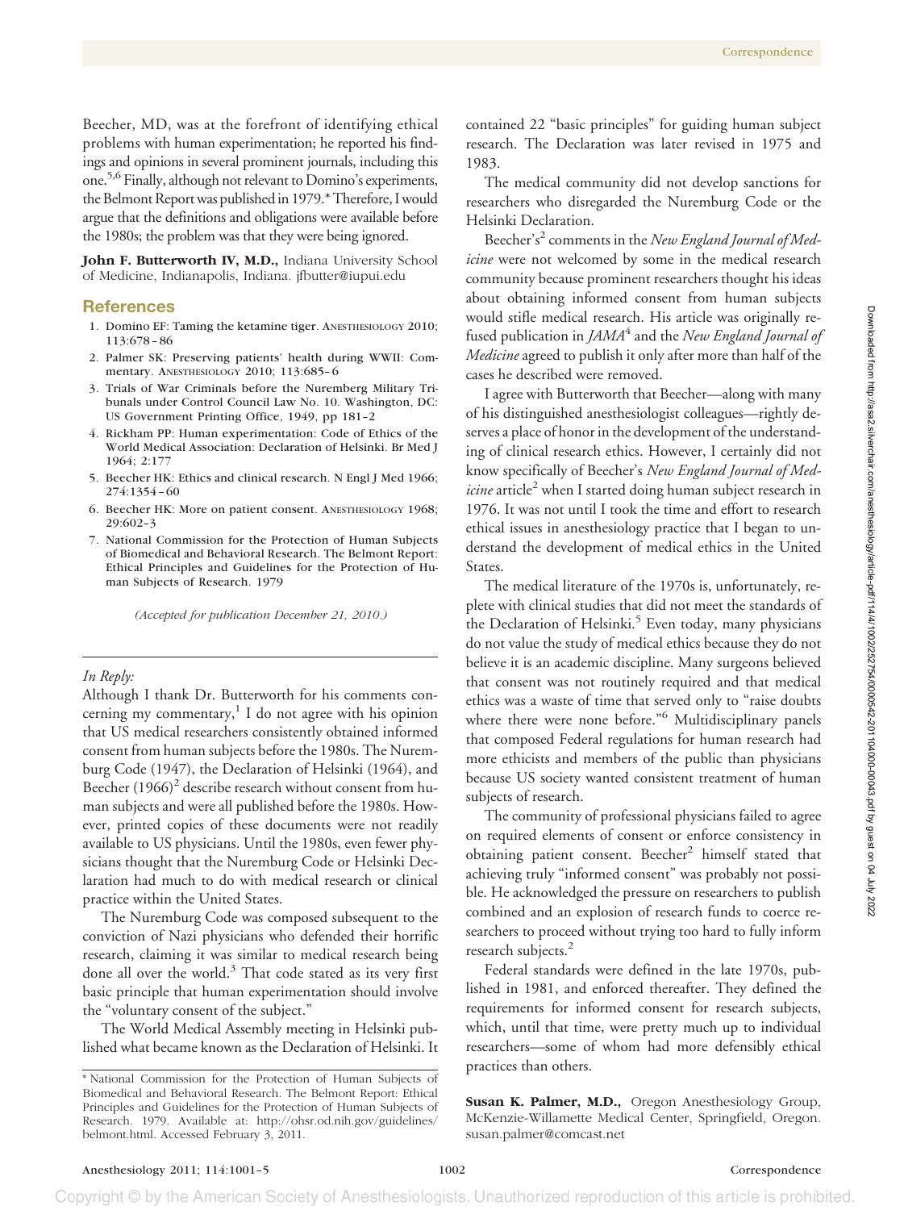Beecher, MD, was at the forefront of identifying ethical problems with human experimentation; he reported his findings and opinions in several prominent journals, including this one.[5,6] Finally, although not relevant to Domino's experiments, the Belmont Report was published in 1979.* Therefore, I would argue that the definitions and obligations were available before the 1980s; the problem was that they were being ignored.

**John F. Butterworth IV, M.D.,** Indiana University School of Medicine, Indianapolis, Indiana. jfbutter@iupui.edu

## References

1. Domino EF: Taming the ketamine tiger. ANESTHESIOLOGY 2010; 113:678–86
2. Palmer SK: Preserving patients' health during WWII: Commentary. ANESTHESIOLOGY 2010; 113:685–6
3. Trials of War Criminals before the Nuremberg Military Tribunals under Control Council Law No. 10. Washington, DC: US Government Printing Office, 1949, pp 181–2
4. Rickham PP: Human experimentation: Code of Ethics of the World Medical Association: Declaration of Helsinki. Br Med J 1964; 2:177
5. Beecher HK: Ethics and clinical research. N Engl J Med 1966; 274:1354–60
6. Beecher HK: More on patient consent. ANESTHESIOLOGY 1968; 29:602–3
7. National Commission for the Protection of Human Subjects of Biomedical and Behavioral Research. The Belmont Report: Ethical Principles and Guidelines for the Protection of Human Subjects of Research. 1979

*(Accepted for publication December 21, 2010.)*

\* National Commission for the Protection of Human Subjects of Biomedical and Behavioral Research. The Belmont Report: Ethical Principles and Guidelines for the Protection of Human Subjects of Research. 1979. Available at: http://ohsr.od.nih.gov/guidelines/belmont.html. Accessed February 3, 2011.

---

*In Reply:*

Although I thank Dr. Butterworth for his comments concerning my commentary,[1] I do not agree with his opinion that US medical researchers consistently obtained informed consent from human subjects before the 1980s. The Nuremburg Code (1947), the Declaration of Helsinki (1964), and Beecher (1966)[2] describe research without consent from human subjects and were all published before the 1980s. However, printed copies of these documents were not readily available to US physicians. Until the 1980s, even fewer physicians thought that the Nuremburg Code or Helsinki Declaration had much to do with medical research or clinical practice within the United States.

The Nuremburg Code was composed subsequent to the conviction of Nazi physicians who defended their horrific research, claiming it was similar to medical research being done all over the world.[3] That code stated as its very first basic principle that human experimentation should involve the "voluntary consent of the subject."

The World Medical Assembly meeting in Helsinki published what became known as the Declaration of Helsinki. It contained 22 "basic principles" for guiding human subject research. The Declaration was later revised in 1975 and 1983.

The medical community did not develop sanctions for researchers who disregarded the Nuremburg Code or the Helsinki Declaration.

Beecher's[2] comments in the *New England Journal of Medicine* were not welcomed by some in the medical research community because prominent researchers thought his ideas about obtaining informed consent from human subjects would stifle medical research. His article was originally refused publication in *JAMA*[4] and the *New England Journal of Medicine* agreed to publish it only after more than half of the cases he described were removed.

I agree with Butterworth that Beecher—along with many of his distinguished anesthesiologist colleagues—rightly deserves a place of honor in the development of the understanding of clinical research ethics. However, I certainly did not know specifically of Beecher's *New England Journal of Medicine* article[2] when I started doing human subject research in 1976. It was not until I took the time and effort to research ethical issues in anesthesiology practice that I began to understand the development of medical ethics in the United States.

The medical literature of the 1970s is, unfortunately, replete with clinical studies that did not meet the standards of the Declaration of Helsinki.[5] Even today, many physicians do not value the study of medical ethics because they do not believe it is an academic discipline. Many surgeons believed that consent was not routinely required and that medical ethics was a waste of time that served only to "raise doubts where there were none before."[6] Multidisciplinary panels that composed Federal regulations for human research had more ethicists and members of the public than physicians because US society wanted consistent treatment of human subjects of research.

The community of professional physicians failed to agree on required elements of consent or enforce consistency in obtaining patient consent. Beecher[2] himself stated that achieving truly "informed consent" was probably not possible. He acknowledged the pressure on researchers to publish combined and an explosion of research funds to coerce researchers to proceed without trying too hard to fully inform research subjects.[2]

Federal standards were defined in the late 1970s, published in 1981, and enforced thereafter. They defined the requirements for informed consent for research subjects, which, until that time, were pretty much up to individual researchers—some of whom had more defensibly ethical practices than others.

**Susan K. Palmer, M.D.,** Oregon Anesthesiology Group, McKenzie-Willamette Medical Center, Springfield, Oregon. susan.palmer@comcast.net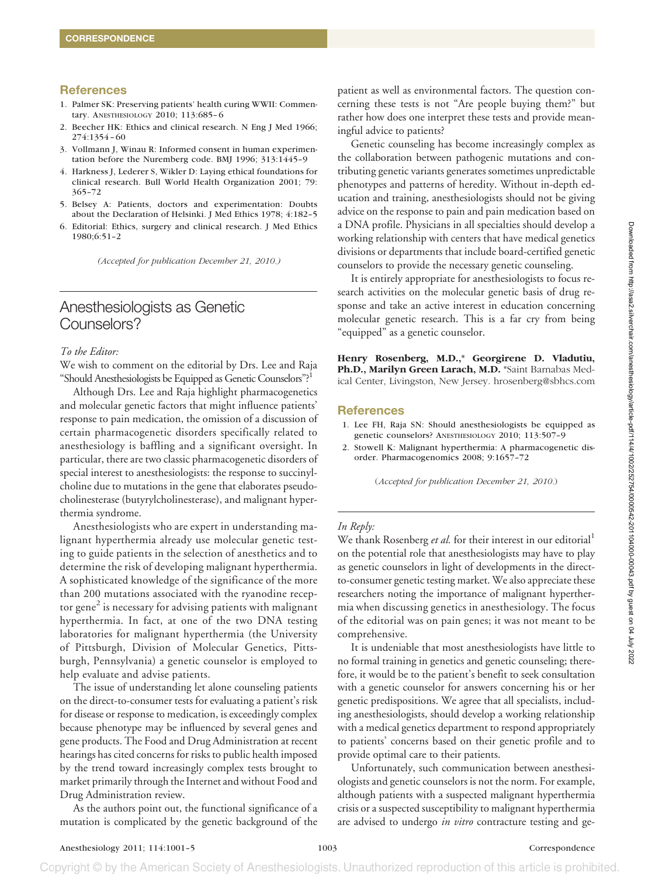## References

1. Palmer SK: Preserving patients' health curing WWII: Commentary. ANESTHESIOLOGY 2010; 113:685–6
2. Beecher HK: Ethics and clinical research. N Eng J Med 1966; 274:1354–60
3. Vollmann J, Winau R: Informed consent in human experimentation before the Nuremberg code. BMJ 1996; 313:1445–9
4. Harkness J, Lederer S, Wikler D: Laying ethical foundations for clinical research. Bull World Health Organization 2001; 79: 365–72
5. Belsey A: Patients, doctors and experimentation: Doubts about the Declaration of Helsinki. J Med Ethics 1978; 4:182–5
6. Editorial: Ethics, surgery and clinical research. J Med Ethics 1980;6:51–2

*(Accepted for publication December 21, 2010.)*

# Anesthesiologists as Genetic Counselors?

*To the Editor:*

We wish to comment on the editorial by Drs. Lee and Raja "Should Anesthesiologists be Equipped as Genetic Counselors"?[1]

Although Drs. Lee and Raja highlight pharmacogenetics and molecular genetic factors that might influence patients' response to pain medication, the omission of a discussion of certain pharmacogenetic disorders specifically related to anesthesiology is baffling and a significant oversight. In particular, there are two classic pharmacogenetic disorders of special interest to anesthesiologists: the response to succinylcholine due to mutations in the gene that elaborates pseudocholinesterase (butyrylcholinesterase), and malignant hyperthermia syndrome.

Anesthesiologists who are expert in understanding malignant hyperthermia already use molecular genetic testing to guide patients in the selection of anesthetics and to determine the risk of developing malignant hyperthermia. A sophisticated knowledge of the significance of the more than 200 mutations associated with the ryanodine receptor gene[2] is necessary for advising patients with malignant hyperthermia. In fact, at one of the two DNA testing laboratories for malignant hyperthermia (the University of Pittsburgh, Division of Molecular Genetics, Pittsburgh, Pennsylvania) a genetic counselor is employed to help evaluate and advise patients.

The issue of understanding let alone counseling patients on the direct-to-consumer tests for evaluating a patient's risk for disease or response to medication, is exceedingly complex because phenotype may be influenced by several genes and gene products. The Food and Drug Administration at recent hearings has cited concerns for risks to public health imposed by the trend toward increasingly complex tests brought to market primarily through the Internet and without Food and Drug Administration review.

As the authors point out, the functional significance of a mutation is complicated by the genetic background of the patient as well as environmental factors. The question concerning these tests is not "Are people buying them?" but rather how does one interpret these tests and provide meaningful advice to patients?

Genetic counseling has become increasingly complex as the collaboration between pathogenic mutations and contributing genetic variants generates sometimes unpredictable phenotypes and patterns of heredity. Without in-depth education and training, anesthesiologists should not be giving advice on the response to pain and pain medication based on a DNA profile. Physicians in all specialties should develop a working relationship with centers that have medical genetics divisions or departments that include board-certified genetic counselors to provide the necessary genetic counseling.

It is entirely appropriate for anesthesiologists to focus research activities on the molecular genetic basis of drug response and take an active interest in education concerning molecular genetic research. This is a far cry from being "equipped" as a genetic counselor.

**Henry Rosenberg, M.D.,\* Georgirene D. Vladutiu, Ph.D., Marilyn Green Larach, M.D.** \*Saint Barnabas Medical Center, Livingston, New Jersey. hrosenberg@sbhcs.com

## References

1. Lee FH, Raja SN: Should anesthesiologists be equipped as genetic counselors? ANESTHESIOLOGY 2010; 113:507–9
2. Stowell K: Malignant hyperthermia: A pharmacogenetic disorder. Pharmacogenomics 2008; 9:1657–72

*(Accepted for publication December 21, 2010.)*

*In Reply:*

We thank Rosenberg *et al.* for their interest in our editorial[1] on the potential role that anesthesiologists may have to play as genetic counselors in light of developments in the direct-to-consumer genetic testing market. We also appreciate these researchers noting the importance of malignant hyperthermia when discussing genetics in anesthesiology. The focus of the editorial was on pain genes; it was not meant to be comprehensive.

It is undeniable that most anesthesiologists have little to no formal training in genetics and genetic counseling; therefore, it would be to the patient's benefit to seek consultation with a genetic counselor for answers concerning his or her genetic predispositions. We agree that all specialists, including anesthesiologists, should develop a working relationship with a medical genetics department to respond appropriately to patients' concerns based on their genetic profile and to provide optimal care to their patients.

Unfortunately, such communication between anesthesiologists and genetic counselors is not the norm. For example, although patients with a suspected malignant hyperthermia crisis or a suspected susceptibility to malignant hyperthermia are advised to undergo *in vitro* contracture testing and ge-